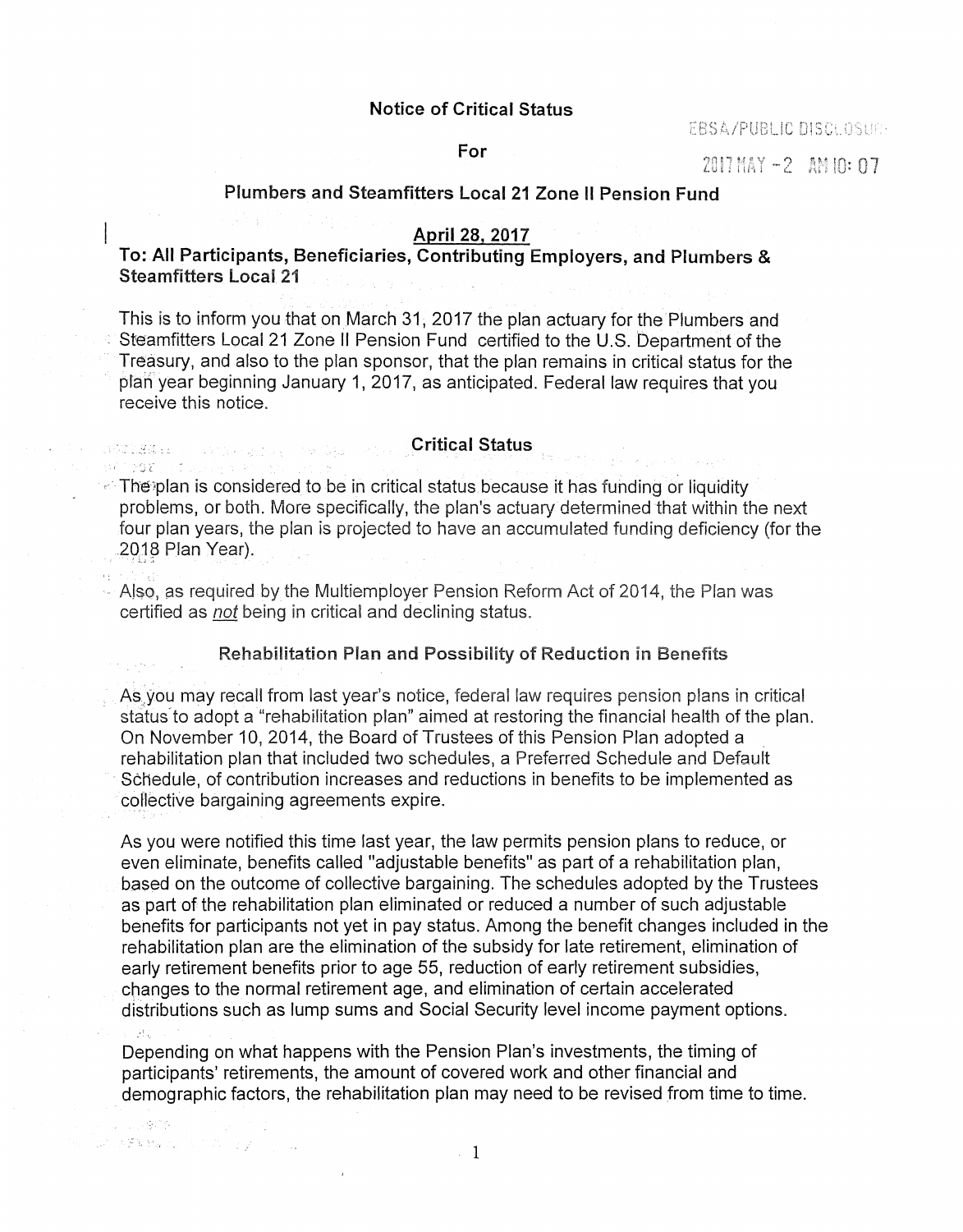# Notice of Critical Status

## For

## Plumbers and Steamfitters Local 21 Zone II Pension Fund

EBSA/PUBLIC DISCLOSURE

2017 MAY -2 AM 10: 07

**April 28, 2017**

**To: All Participants, Beneficiaries, Contributing Employers, and Plumbers & Steamfitters Local 21**

This is to inform you that on March 31, 2017 the plan actuary for the Plumbers and Steamfitters Local 21 Zone II Pension Fund certified to the U.S. Department of the Treasury, and also to the plan sponsor, that the plan remains in critical status for the plan year beginning January 1, 2017, as anticipated. Federal law requires that you receive this notice.

### Critical Status

The plan is considered to be in critical status because it has funding or liquidity problems, or both. More specifically, the plan's actuary determined that within the next four plan years, the plan is projected to have an accumulated funding deficiency (for the 2018 Plan Year).

Also, as required by the Multiemployer Pension Reform Act of 2014, the Plan was certified as *not* being in critical and declining status.

### Rehabilitation Plan and Possibility of Reduction in Benefits

As you may recall from last year's notice, federal law requires pension plans in critical status to adopt a "rehabilitation plan" aimed at restoring the financial health of the plan. On November 10, 2014, the Board of Trustees of this Pension Plan adopted a rehabilitation plan that included two schedules, a Preferred Schedule and Default Schedule, of contribution increases and reductions in benefits to be implemented as collective bargaining agreements expire.

As you were notified this time last year, the law permits pension plans to reduce, or even eliminate, benefits called "adjustable benefits" as part of a rehabilitation plan, based on the outcome of collective bargaining. The schedules adopted by the Trustees as part of the rehabilitation plan eliminated or reduced a number of such adjustable benefits for participants not yet in pay status. Among the benefit changes included in the rehabilitation plan are the elimination of the subsidy for late retirement, elimination of early retirement benefits prior to age 55, reduction of early retirement subsidies, changes to the normal retirement age, and elimination of certain accelerated distributions such as lump sums and Social Security level income payment options.

Depending on what happens with the Pension Plan's investments, the timing of participants' retirements, the amount of covered work and other financial and demographic factors, the rehabilitation plan may need to be revised from time to time.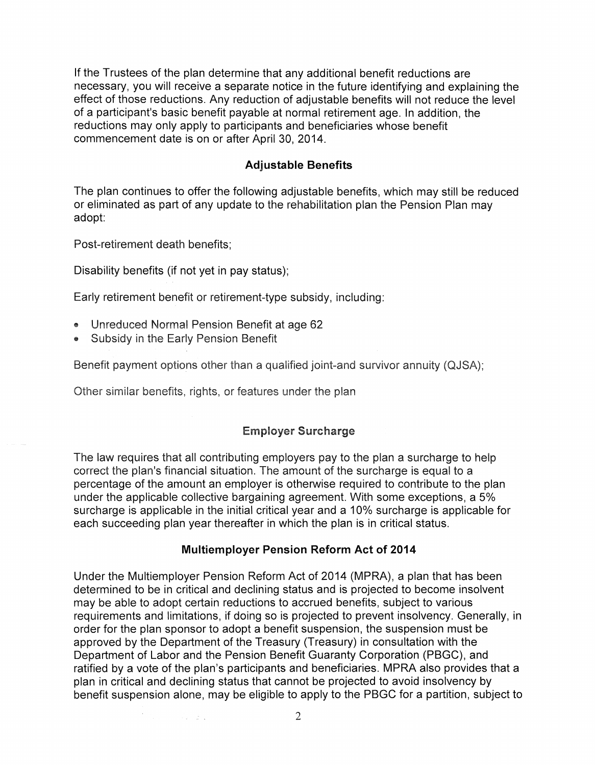If the Trustees of the plan determine that any additional benefit reductions are necessary, you will receive a separate notice in the future identifying and explaining the effect of those reductions. Any reduction of adjustable benefits will not reduce the level of a participant's basic benefit payable at normal retirement age. In addition, the reductions may only apply to participants and beneficiaries whose benefit commencement date is on or after April 30, 2014.

## Adjustable Benefits

The plan continues to offer the following adjustable benefits, which may still be reduced or eliminated as part of any update to the rehabilitation plan the Pension Plan may adopt:

Post-retirement death benefits;

Disability benefits (if not yet in pay status);

Early retirement benefit or retirement-type subsidy, including:

- Unreduced Normal Pension Benefit at age 62
- Subsidy in the Early Pension Benefit

Benefit payment options other than a qualified joint-and survivor annuity (QJSA);

Other similar benefits, rights, or features under the plan

## Employer Surcharge

The law requires that all contributing employers pay to the plan a surcharge to help correct the plan's financial situation. The amount of the surcharge is equal to a percentage of the amount an employer is otherwise required to contribute to the plan under the applicable collective bargaining agreement. With some exceptions, a 5% surcharge is applicable in the initial critical year and a 10% surcharge is applicable for each succeeding plan year thereafter in which the plan is in critical status.

## Multiemployer Pension Reform Act of 2014

Under the Multiemployer Pension Reform Act of 2014 (MPRA), a plan that has been determined to be in critical and declining status and is projected to become insolvent may be able to adopt certain reductions to accrued benefits, subject to various requirements and limitations, if doing so is projected to prevent insolvency. Generally, in order for the plan sponsor to adopt a benefit suspension, the suspension must be approved by the Department of the Treasury (Treasury) in consultation with the Department of Labor and the Pension Benefit Guaranty Corporation (PBGC), and ratified by a vote of the plan's participants and beneficiaries. MPRA also provides that a plan in critical and declining status that cannot be projected to avoid insolvency by benefit suspension alone, may be eligible to apply to the PBGC for a partition, subject to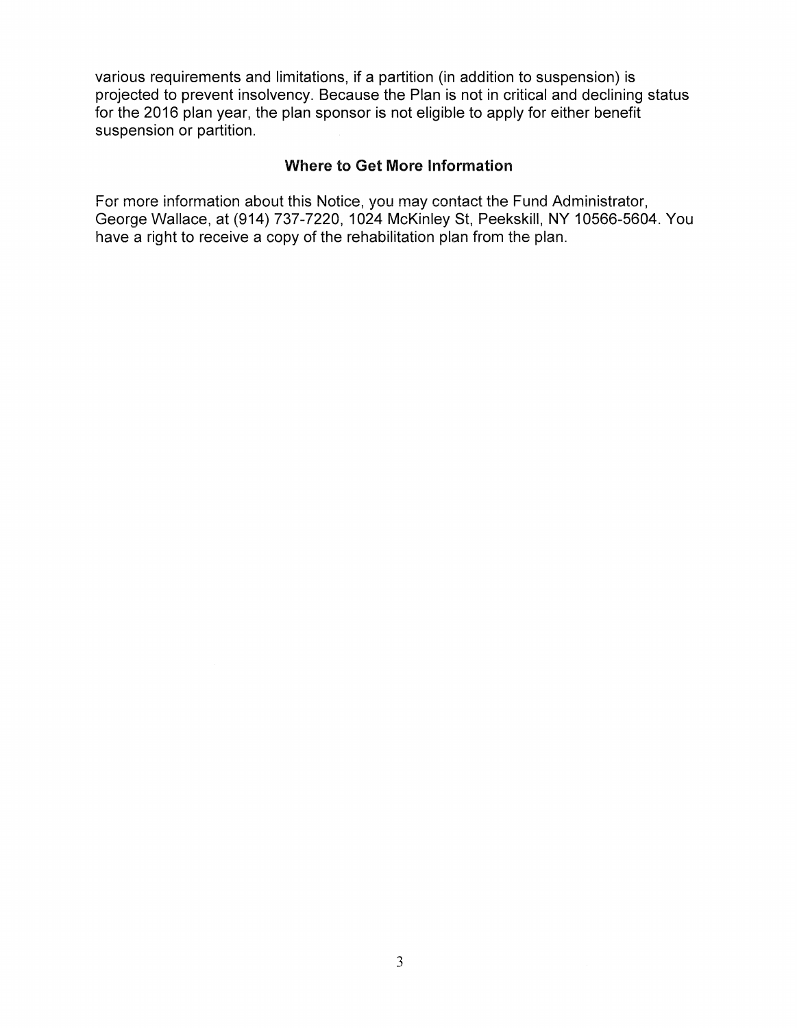various requirements and limitations, if a partition (in addition to suspension) is projected to prevent insolvency. Because the Plan is not in critical and declining status for the 2016 plan year, the plan sponsor is not eligible to apply for either benefit suspension or partition.

## Where to Get More Information

For more information about this Notice, you may contact the Fund Administrator, George Wallace, at (914) 737-7220, 1024 McKinley St, Peekskill, NY 10566-5604. You have a right to receive a copy of the rehabilitation plan from the plan.